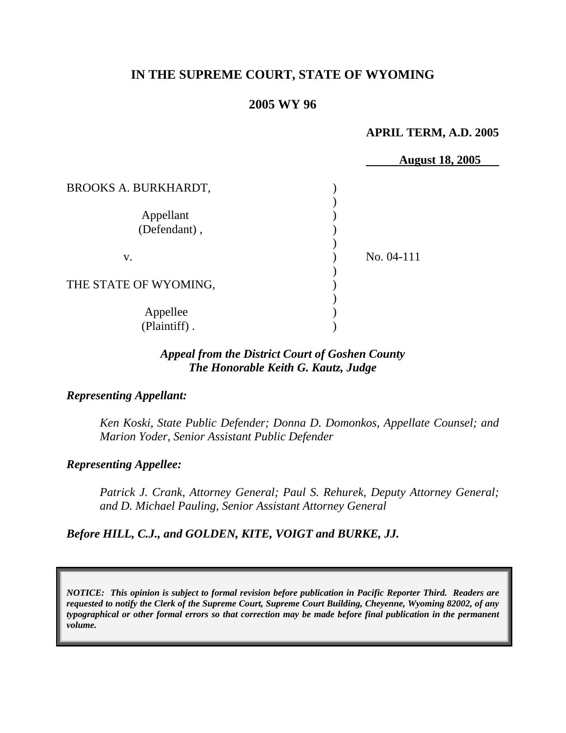**IN THE SUPREME COURT, STATE OF WYOMING**

**2005 WY 96**

**APRIL TERM, A.D. 2005**

**August 18, 2005**

| | | |
|---|---|---|
| BROOKS A. BURKHARDT, | ) | |
| | ) | |
| Appellant | ) | |
| (Defendant) , | ) | |
| | ) | |
| v. | ) | No. 04-111 |
| | ) | |
| THE STATE OF WYOMING, | ) | |
| | ) | |
| Appellee | ) | |
| (Plaintiff) . | ) | |

***Appeal from the District Court of Goshen County***
***The Honorable Keith G. Kautz, Judge***

***Representing Appellant:***

*Ken Koski, State Public Defender; Donna D. Domonkos, Appellate Counsel; and Marion Yoder, Senior Assistant Public Defender*

***Representing Appellee:***

*Patrick J. Crank, Attorney General; Paul S. Rehurek, Deputy Attorney General; and D. Michael Pauling, Senior Assistant Attorney General*

***Before HILL, C.J., and GOLDEN, KITE, VOIGT and BURKE, JJ.***

***NOTICE: This opinion is subject to formal revision before publication in Pacific Reporter Third. Readers are requested to notify the Clerk of the Supreme Court, Supreme Court Building, Cheyenne, Wyoming 82002, of any typographical or other formal errors so that correction may be made before final publication in the permanent volume.***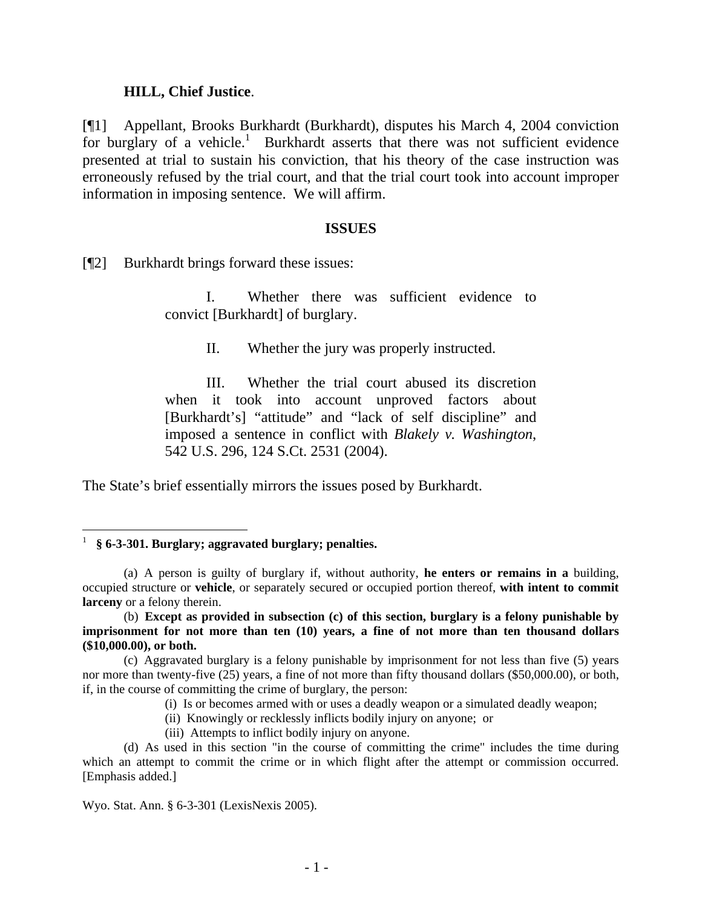**HILL, Chief Justice**.

[¶1] Appellant, Brooks Burkhardt (Burkhardt), disputes his March 4, 2004 conviction for burglary of a vehicle.[1] Burkhardt asserts that there was not sufficient evidence presented at trial to sustain his conviction, that his theory of the case instruction was erroneously refused by the trial court, and that the trial court took into account improper information in imposing sentence. We will affirm.

## ISSUES

[¶2] Burkhardt brings forward these issues:

> I. Whether there was sufficient evidence to convict [Burkhardt] of burglary.
>
> II. Whether the jury was properly instructed.
>
> III. Whether the trial court abused its discretion when it took into account unproved factors about [Burkhardt's] "attitude" and "lack of self discipline" and imposed a sentence in conflict with *Blakely v. Washington*, 542 U.S. 296, 124 S.Ct. 2531 (2004).

The State's brief essentially mirrors the issues posed by Burkhardt.

---

[1] **§ 6-3-301. Burglary; aggravated burglary; penalties.**

(a) A person is guilty of burglary if, without authority, **he enters or remains in a** building, occupied structure or **vehicle**, or separately secured or occupied portion thereof, **with intent to commit larceny** or a felony therein.

(b) **Except as provided in subsection (c) of this section, burglary is a felony punishable by imprisonment for not more than ten (10) years, a fine of not more than ten thousand dollars ($10,000.00), or both.**

(c) Aggravated burglary is a felony punishable by imprisonment for not less than five (5) years nor more than twenty-five (25) years, a fine of not more than fifty thousand dollars ($50,000.00), or both, if, in the course of committing the crime of burglary, the person:

(i) Is or becomes armed with or uses a deadly weapon or a simulated deadly weapon;

(ii) Knowingly or recklessly inflicts bodily injury on anyone; or

(iii) Attempts to inflict bodily injury on anyone.

(d) As used in this section "in the course of committing the crime" includes the time during which an attempt to commit the crime or in which flight after the attempt or commission occurred. [Emphasis added.]

Wyo. Stat. Ann. § 6-3-301 (LexisNexis 2005).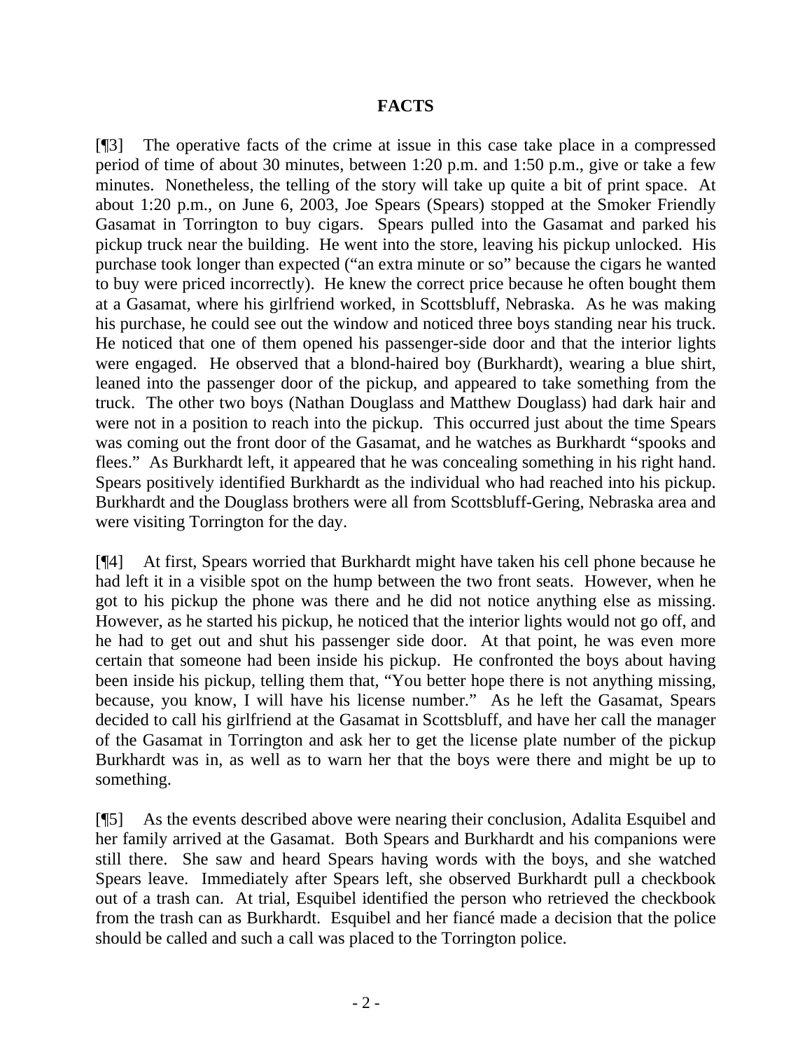## FACTS

[¶3] The operative facts of the crime at issue in this case take place in a compressed period of time of about 30 minutes, between 1:20 p.m. and 1:50 p.m., give or take a few minutes. Nonetheless, the telling of the story will take up quite a bit of print space. At about 1:20 p.m., on June 6, 2003, Joe Spears (Spears) stopped at the Smoker Friendly Gasamat in Torrington to buy cigars. Spears pulled into the Gasamat and parked his pickup truck near the building. He went into the store, leaving his pickup unlocked. His purchase took longer than expected ("an extra minute or so" because the cigars he wanted to buy were priced incorrectly). He knew the correct price because he often bought them at a Gasamat, where his girlfriend worked, in Scottsbluff, Nebraska. As he was making his purchase, he could see out the window and noticed three boys standing near his truck. He noticed that one of them opened his passenger-side door and that the interior lights were engaged. He observed that a blond-haired boy (Burkhardt), wearing a blue shirt, leaned into the passenger door of the pickup, and appeared to take something from the truck. The other two boys (Nathan Douglass and Matthew Douglass) had dark hair and were not in a position to reach into the pickup. This occurred just about the time Spears was coming out the front door of the Gasamat, and he watches as Burkhardt "spooks and flees." As Burkhardt left, it appeared that he was concealing something in his right hand. Spears positively identified Burkhardt as the individual who had reached into his pickup. Burkhardt and the Douglass brothers were all from Scottsbluff-Gering, Nebraska area and were visiting Torrington for the day.

[¶4] At first, Spears worried that Burkhardt might have taken his cell phone because he had left it in a visible spot on the hump between the two front seats. However, when he got to his pickup the phone was there and he did not notice anything else as missing. However, as he started his pickup, he noticed that the interior lights would not go off, and he had to get out and shut his passenger side door. At that point, he was even more certain that someone had been inside his pickup. He confronted the boys about having been inside his pickup, telling them that, "You better hope there is not anything missing, because, you know, I will have his license number." As he left the Gasamat, Spears decided to call his girlfriend at the Gasamat in Scottsbluff, and have her call the manager of the Gasamat in Torrington and ask her to get the license plate number of the pickup Burkhardt was in, as well as to warn her that the boys were there and might be up to something.

[¶5] As the events described above were nearing their conclusion, Adalita Esquibel and her family arrived at the Gasamat. Both Spears and Burkhardt and his companions were still there. She saw and heard Spears having words with the boys, and she watched Spears leave. Immediately after Spears left, she observed Burkhardt pull a checkbook out of a trash can. At trial, Esquibel identified the person who retrieved the checkbook from the trash can as Burkhardt. Esquibel and her fiancé made a decision that the police should be called and such a call was placed to the Torrington police.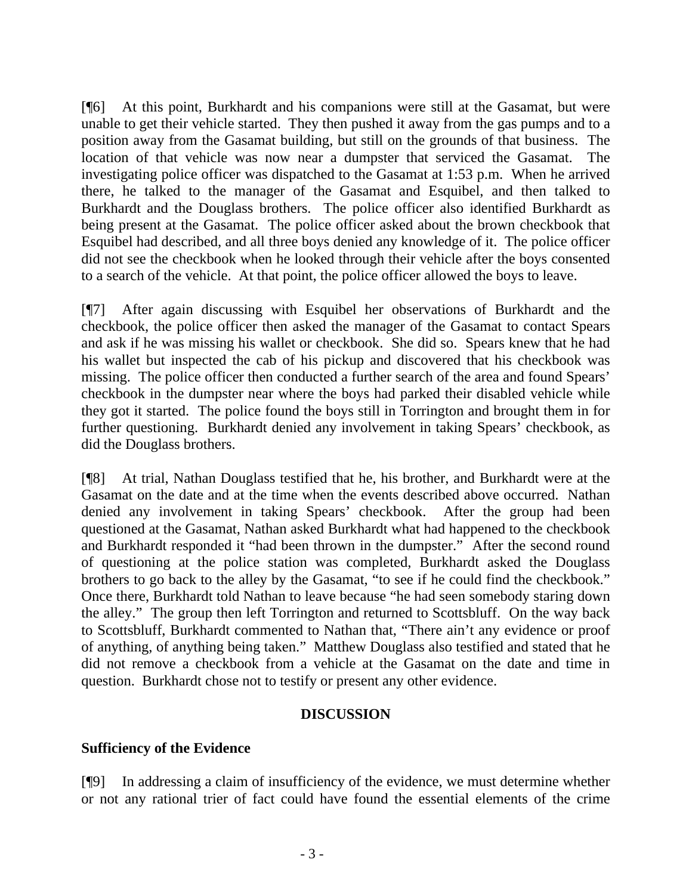[¶6] At this point, Burkhardt and his companions were still at the Gasamat, but were unable to get their vehicle started. They then pushed it away from the gas pumps and to a position away from the Gasamat building, but still on the grounds of that business. The location of that vehicle was now near a dumpster that serviced the Gasamat. The investigating police officer was dispatched to the Gasamat at 1:53 p.m. When he arrived there, he talked to the manager of the Gasamat and Esquibel, and then talked to Burkhardt and the Douglass brothers. The police officer also identified Burkhardt as being present at the Gasamat. The police officer asked about the brown checkbook that Esquibel had described, and all three boys denied any knowledge of it. The police officer did not see the checkbook when he looked through their vehicle after the boys consented to a search of the vehicle. At that point, the police officer allowed the boys to leave.

[¶7] After again discussing with Esquibel her observations of Burkhardt and the checkbook, the police officer then asked the manager of the Gasamat to contact Spears and ask if he was missing his wallet or checkbook. She did so. Spears knew that he had his wallet but inspected the cab of his pickup and discovered that his checkbook was missing. The police officer then conducted a further search of the area and found Spears' checkbook in the dumpster near where the boys had parked their disabled vehicle while they got it started. The police found the boys still in Torrington and brought them in for further questioning. Burkhardt denied any involvement in taking Spears' checkbook, as did the Douglass brothers.

[¶8] At trial, Nathan Douglass testified that he, his brother, and Burkhardt were at the Gasamat on the date and at the time when the events described above occurred. Nathan denied any involvement in taking Spears' checkbook. After the group had been questioned at the Gasamat, Nathan asked Burkhardt what had happened to the checkbook and Burkhardt responded it "had been thrown in the dumpster." After the second round of questioning at the police station was completed, Burkhardt asked the Douglass brothers to go back to the alley by the Gasamat, "to see if he could find the checkbook." Once there, Burkhardt told Nathan to leave because "he had seen somebody staring down the alley." The group then left Torrington and returned to Scottsbluff. On the way back to Scottsbluff, Burkhardt commented to Nathan that, "There ain't any evidence or proof of anything, of anything being taken." Matthew Douglass also testified and stated that he did not remove a checkbook from a vehicle at the Gasamat on the date and time in question. Burkhardt chose not to testify or present any other evidence.

## DISCUSSION

### Sufficiency of the Evidence

[¶9] In addressing a claim of insufficiency of the evidence, we must determine whether or not any rational trier of fact could have found the essential elements of the crime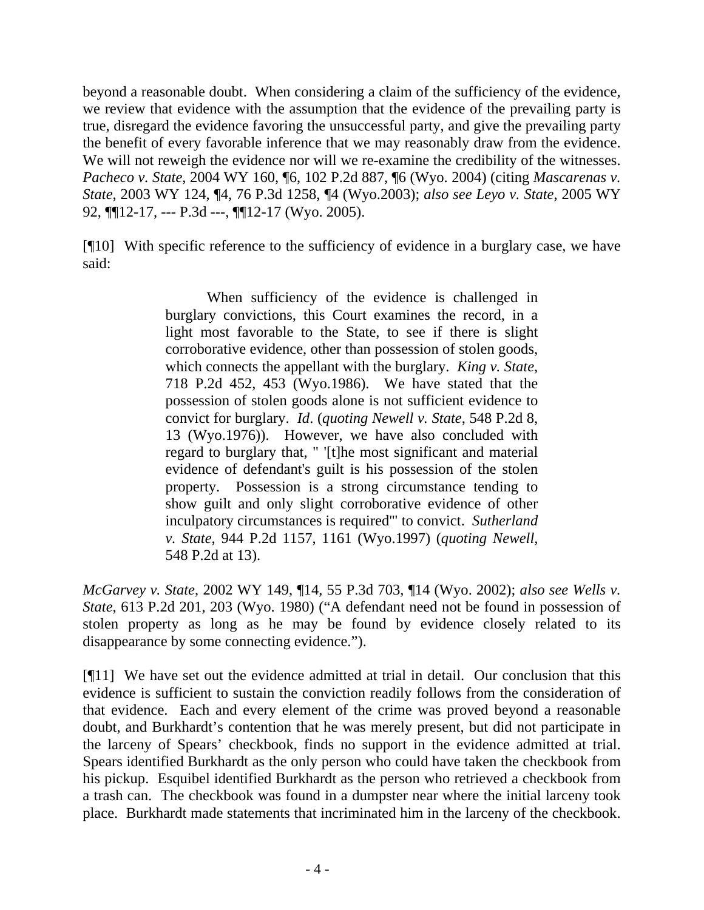beyond a reasonable doubt. When considering a claim of the sufficiency of the evidence, we review that evidence with the assumption that the evidence of the prevailing party is true, disregard the evidence favoring the unsuccessful party, and give the prevailing party the benefit of every favorable inference that we may reasonably draw from the evidence. We will not reweigh the evidence nor will we re-examine the credibility of the witnesses. *Pacheco v. State*, 2004 WY 160, ¶6, 102 P.2d 887, ¶6 (Wyo. 2004) (citing *Mascarenas v. State*, 2003 WY 124, ¶4, 76 P.3d 1258, ¶4 (Wyo.2003); *also see Leyo v. State*, 2005 WY 92, ¶¶12-17, --- P.3d ---, ¶¶12-17 (Wyo. 2005).

[¶10] With specific reference to the sufficiency of evidence in a burglary case, we have said:

> When sufficiency of the evidence is challenged in burglary convictions, this Court examines the record, in a light most favorable to the State, to see if there is slight corroborative evidence, other than possession of stolen goods, which connects the appellant with the burglary. *King v. State*, 718 P.2d 452, 453 (Wyo.1986). We have stated that the possession of stolen goods alone is not sufficient evidence to convict for burglary. *Id*. (*quoting Newell v. State*, 548 P.2d 8, 13 (Wyo.1976)). However, we have also concluded with regard to burglary that, " '[t]he most significant and material evidence of defendant's guilt is his possession of the stolen property. Possession is a strong circumstance tending to show guilt and only slight corroborative evidence of other inculpatory circumstances is required"' to convict. *Sutherland v. State*, 944 P.2d 1157, 1161 (Wyo.1997) (*quoting Newell*, 548 P.2d at 13).

*McGarvey v. State*, 2002 WY 149, ¶14, 55 P.3d 703, ¶14 (Wyo. 2002); *also see Wells v. State*, 613 P.2d 201, 203 (Wyo. 1980) ("A defendant need not be found in possession of stolen property as long as he may be found by evidence closely related to its disappearance by some connecting evidence.").

[¶11] We have set out the evidence admitted at trial in detail. Our conclusion that this evidence is sufficient to sustain the conviction readily follows from the consideration of that evidence. Each and every element of the crime was proved beyond a reasonable doubt, and Burkhardt's contention that he was merely present, but did not participate in the larceny of Spears' checkbook, finds no support in the evidence admitted at trial. Spears identified Burkhardt as the only person who could have taken the checkbook from his pickup. Esquibel identified Burkhardt as the person who retrieved a checkbook from a trash can. The checkbook was found in a dumpster near where the initial larceny took place. Burkhardt made statements that incriminated him in the larceny of the checkbook.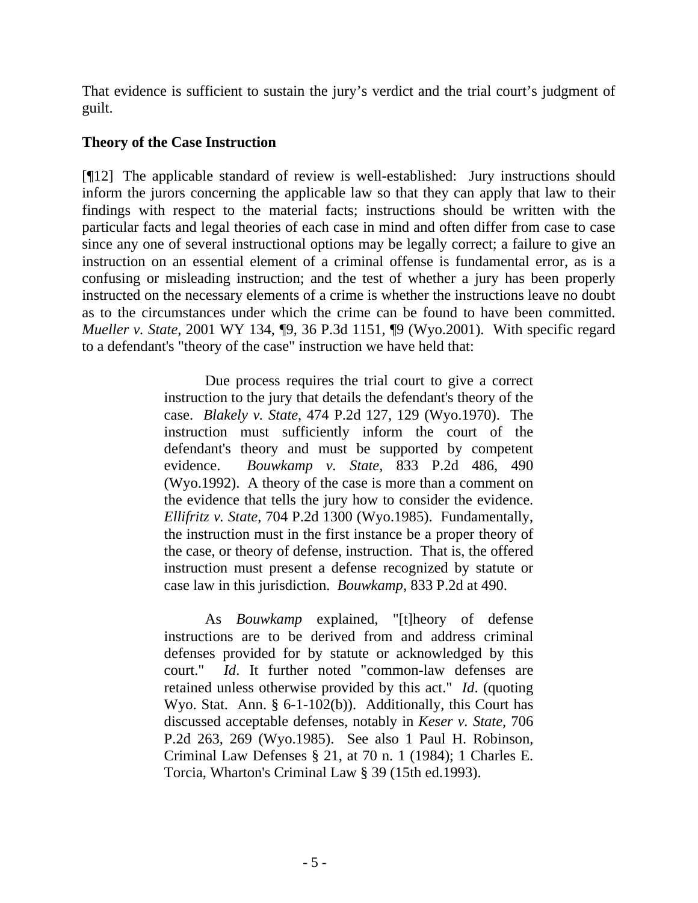That evidence is sufficient to sustain the jury's verdict and the trial court's judgment of guilt.

### Theory of the Case Instruction

[¶12] The applicable standard of review is well-established: Jury instructions should inform the jurors concerning the applicable law so that they can apply that law to their findings with respect to the material facts; instructions should be written with the particular facts and legal theories of each case in mind and often differ from case to case since any one of several instructional options may be legally correct; a failure to give an instruction on an essential element of a criminal offense is fundamental error, as is a confusing or misleading instruction; and the test of whether a jury has been properly instructed on the necessary elements of a crime is whether the instructions leave no doubt as to the circumstances under which the crime can be found to have been committed. *Mueller v. State*, 2001 WY 134, ¶9, 36 P.3d 1151, ¶9 (Wyo.2001). With specific regard to a defendant's "theory of the case" instruction we have held that:

> Due process requires the trial court to give a correct instruction to the jury that details the defendant's theory of the case. *Blakely v. State*, 474 P.2d 127, 129 (Wyo.1970). The instruction must sufficiently inform the court of the defendant's theory and must be supported by competent evidence. *Bouwkamp v. State*, 833 P.2d 486, 490 (Wyo.1992). A theory of the case is more than a comment on the evidence that tells the jury how to consider the evidence. *Ellifritz v. State*, 704 P.2d 1300 (Wyo.1985). Fundamentally, the instruction must in the first instance be a proper theory of the case, or theory of defense, instruction. That is, the offered instruction must present a defense recognized by statute or case law in this jurisdiction. *Bouwkamp*, 833 P.2d at 490.
>
> As *Bouwkamp* explained, "[t]heory of defense instructions are to be derived from and address criminal defenses provided for by statute or acknowledged by this court." *Id*. It further noted "common-law defenses are retained unless otherwise provided by this act." *Id*. (quoting Wyo. Stat. Ann. § 6-1-102(b)). Additionally, this Court has discussed acceptable defenses, notably in *Keser v. State*, 706 P.2d 263, 269 (Wyo.1985). See also 1 Paul H. Robinson, Criminal Law Defenses § 21, at 70 n. 1 (1984); 1 Charles E. Torcia, Wharton's Criminal Law § 39 (15th ed.1993).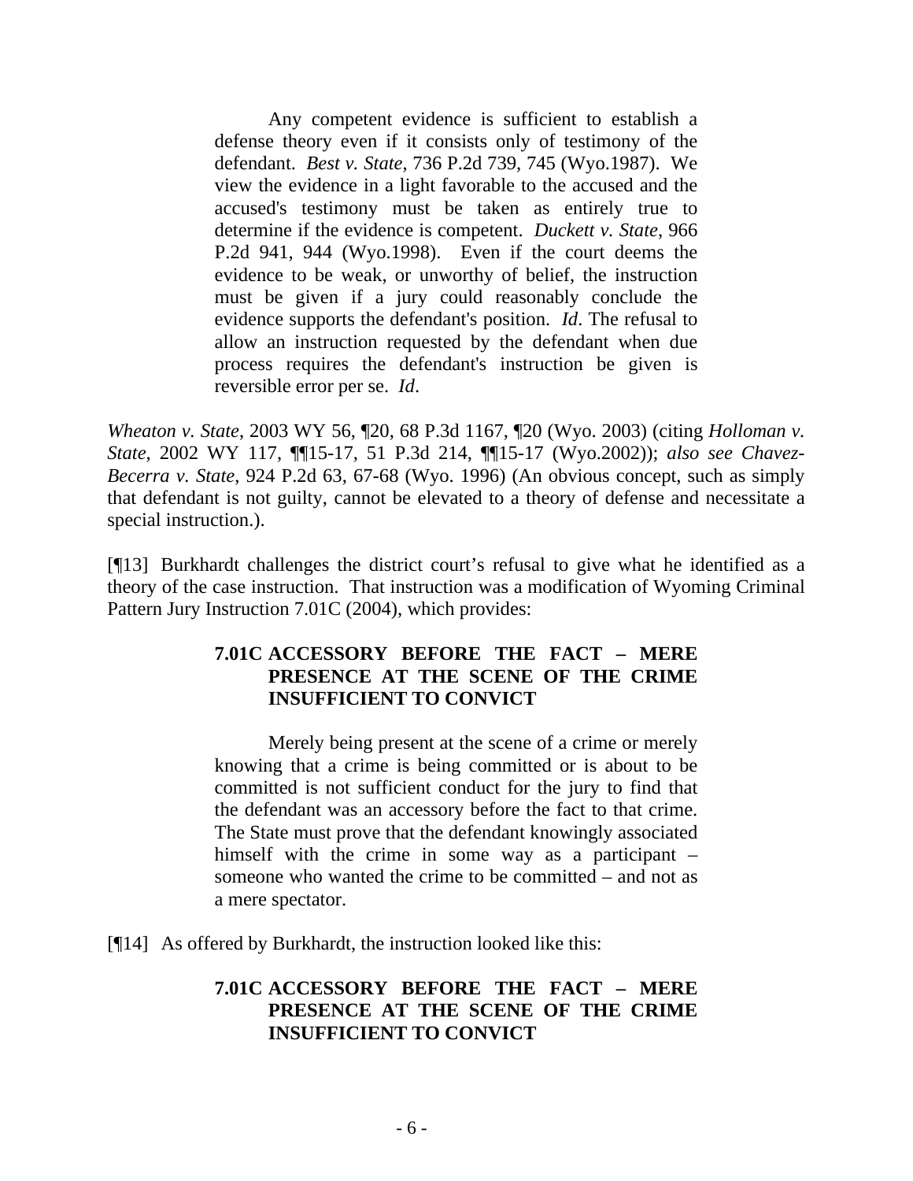> Any competent evidence is sufficient to establish a defense theory even if it consists only of testimony of the defendant. *Best v. State*, 736 P.2d 739, 745 (Wyo.1987). We view the evidence in a light favorable to the accused and the accused's testimony must be taken as entirely true to determine if the evidence is competent. *Duckett v. State*, 966 P.2d 941, 944 (Wyo.1998). Even if the court deems the evidence to be weak, or unworthy of belief, the instruction must be given if a jury could reasonably conclude the evidence supports the defendant's position. *Id*. The refusal to allow an instruction requested by the defendant when due process requires the defendant's instruction be given is reversible error per se. *Id*.

*Wheaton v. State*, 2003 WY 56, ¶20, 68 P.3d 1167, ¶20 (Wyo. 2003) (citing *Holloman v. State*, 2002 WY 117, ¶¶15-17, 51 P.3d 214, ¶¶15-17 (Wyo.2002)); *also see Chavez-Becerra v. State*, 924 P.2d 63, 67-68 (Wyo. 1996) (An obvious concept, such as simply that defendant is not guilty, cannot be elevated to a theory of defense and necessitate a special instruction.).

[¶13] Burkhardt challenges the district court's refusal to give what he identified as a theory of the case instruction. That instruction was a modification of Wyoming Criminal Pattern Jury Instruction 7.01C (2004), which provides:

> **7.01C ACCESSORY BEFORE THE FACT – MERE PRESENCE AT THE SCENE OF THE CRIME INSUFFICIENT TO CONVICT**
>
> Merely being present at the scene of a crime or merely knowing that a crime is being committed or is about to be committed is not sufficient conduct for the jury to find that the defendant was an accessory before the fact to that crime. The State must prove that the defendant knowingly associated himself with the crime in some way as a participant – someone who wanted the crime to be committed – and not as a mere spectator.

[¶14] As offered by Burkhardt, the instruction looked like this:

> **7.01C ACCESSORY BEFORE THE FACT – MERE PRESENCE AT THE SCENE OF THE CRIME INSUFFICIENT TO CONVICT**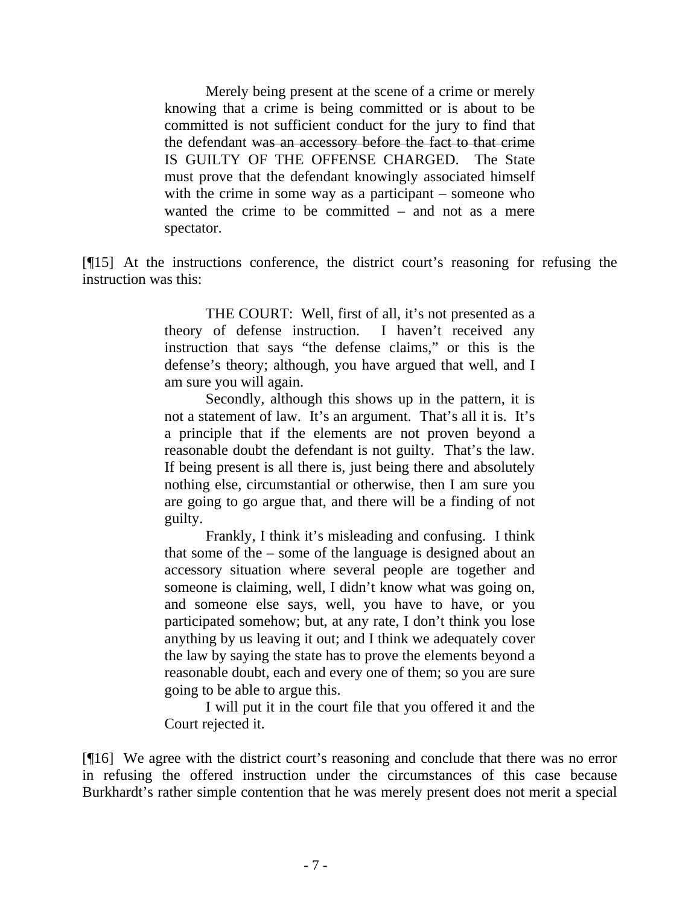> Merely being present at the scene of a crime or merely knowing that a crime is being committed or is about to be committed is not sufficient conduct for the jury to find that the defendant ~~was an accessory before the fact to that crime~~ IS GUILTY OF THE OFFENSE CHARGED. The State must prove that the defendant knowingly associated himself with the crime in some way as a participant – someone who wanted the crime to be committed – and not as a mere spectator.

[¶15] At the instructions conference, the district court's reasoning for refusing the instruction was this:

> THE COURT: Well, first of all, it's not presented as a theory of defense instruction. I haven't received any instruction that says "the defense claims," or this is the defense's theory; although, you have argued that well, and I am sure you will again.
>
> Secondly, although this shows up in the pattern, it is not a statement of law. It's an argument. That's all it is. It's a principle that if the elements are not proven beyond a reasonable doubt the defendant is not guilty. That's the law. If being present is all there is, just being there and absolutely nothing else, circumstantial or otherwise, then I am sure you are going to go argue that, and there will be a finding of not guilty.
>
> Frankly, I think it's misleading and confusing. I think that some of the – some of the language is designed about an accessory situation where several people are together and someone is claiming, well, I didn't know what was going on, and someone else says, well, you have to have, or you participated somehow; but, at any rate, I don't think you lose anything by us leaving it out; and I think we adequately cover the law by saying the state has to prove the elements beyond a reasonable doubt, each and every one of them; so you are sure going to be able to argue this.
>
> I will put it in the court file that you offered it and the Court rejected it.

[¶16] We agree with the district court's reasoning and conclude that there was no error in refusing the offered instruction under the circumstances of this case because Burkhardt's rather simple contention that he was merely present does not merit a special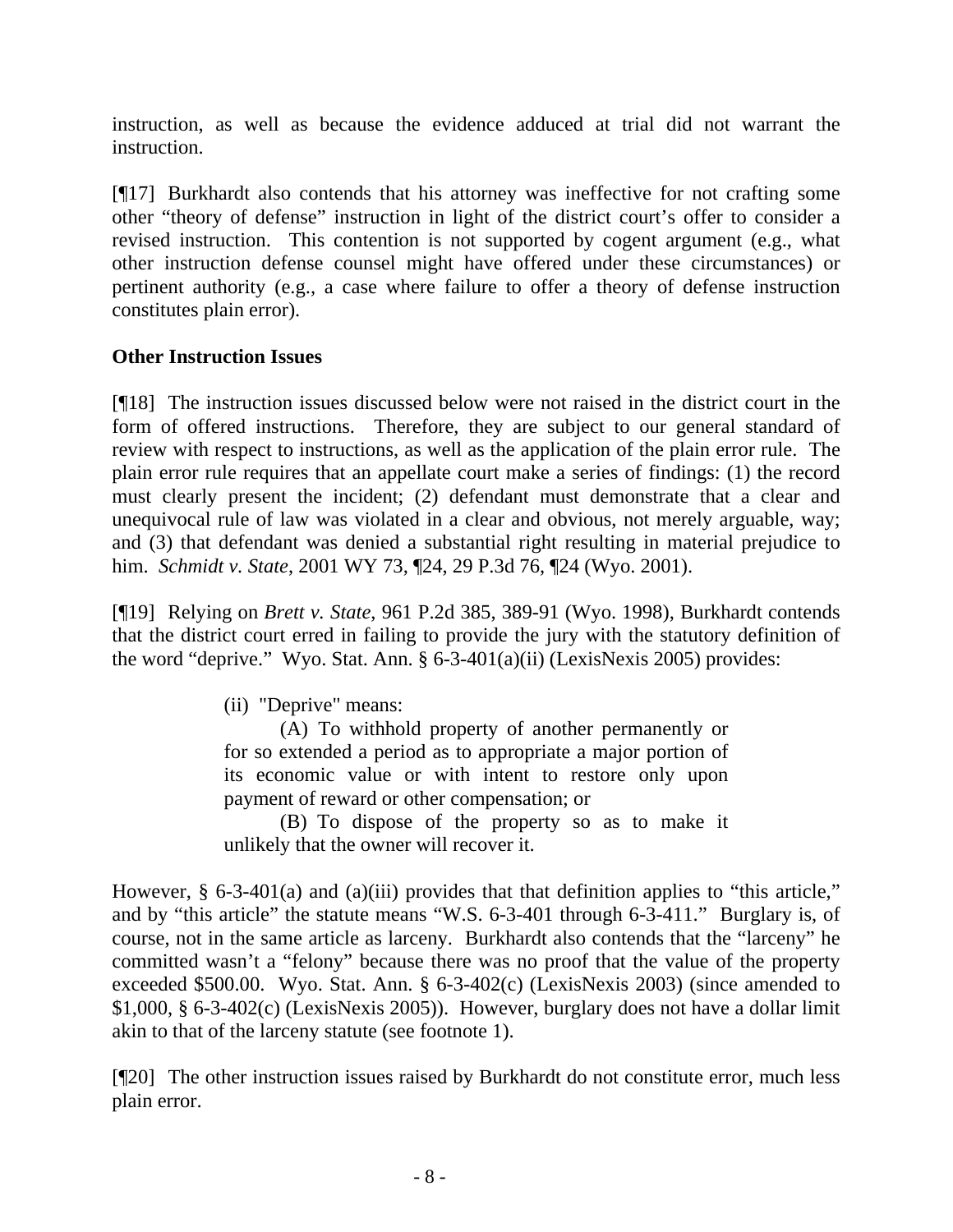instruction, as well as because the evidence adduced at trial did not warrant the instruction.

[¶17] Burkhardt also contends that his attorney was ineffective for not crafting some other "theory of defense" instruction in light of the district court's offer to consider a revised instruction. This contention is not supported by cogent argument (e.g., what other instruction defense counsel might have offered under these circumstances) or pertinent authority (e.g., a case where failure to offer a theory of defense instruction constitutes plain error).

**Other Instruction Issues**

[¶18] The instruction issues discussed below were not raised in the district court in the form of offered instructions. Therefore, they are subject to our general standard of review with respect to instructions, as well as the application of the plain error rule. The plain error rule requires that an appellate court make a series of findings: (1) the record must clearly present the incident; (2) defendant must demonstrate that a clear and unequivocal rule of law was violated in a clear and obvious, not merely arguable, way; and (3) that defendant was denied a substantial right resulting in material prejudice to him. *Schmidt v. State*, 2001 WY 73, ¶24, 29 P.3d 76, ¶24 (Wyo. 2001).

[¶19] Relying on *Brett v. State*, 961 P.2d 385, 389-91 (Wyo. 1998), Burkhardt contends that the district court erred in failing to provide the jury with the statutory definition of the word "deprive." Wyo. Stat. Ann. § 6-3-401(a)(ii) (LexisNexis 2005) provides:

> (ii) "Deprive" means:
>
> (A) To withhold property of another permanently or for so extended a period as to appropriate a major portion of its economic value or with intent to restore only upon payment of reward or other compensation; or
>
> (B) To dispose of the property so as to make it unlikely that the owner will recover it.

However, § 6-3-401(a) and (a)(iii) provides that that definition applies to "this article," and by "this article" the statute means "W.S. 6-3-401 through 6-3-411." Burglary is, of course, not in the same article as larceny. Burkhardt also contends that the "larceny" he committed wasn't a "felony" because there was no proof that the value of the property exceeded $500.00. Wyo. Stat. Ann. § 6-3-402(c) (LexisNexis 2003) (since amended to $1,000, § 6-3-402(c) (LexisNexis 2005)). However, burglary does not have a dollar limit akin to that of the larceny statute (see footnote 1).

[¶20] The other instruction issues raised by Burkhardt do not constitute error, much less plain error.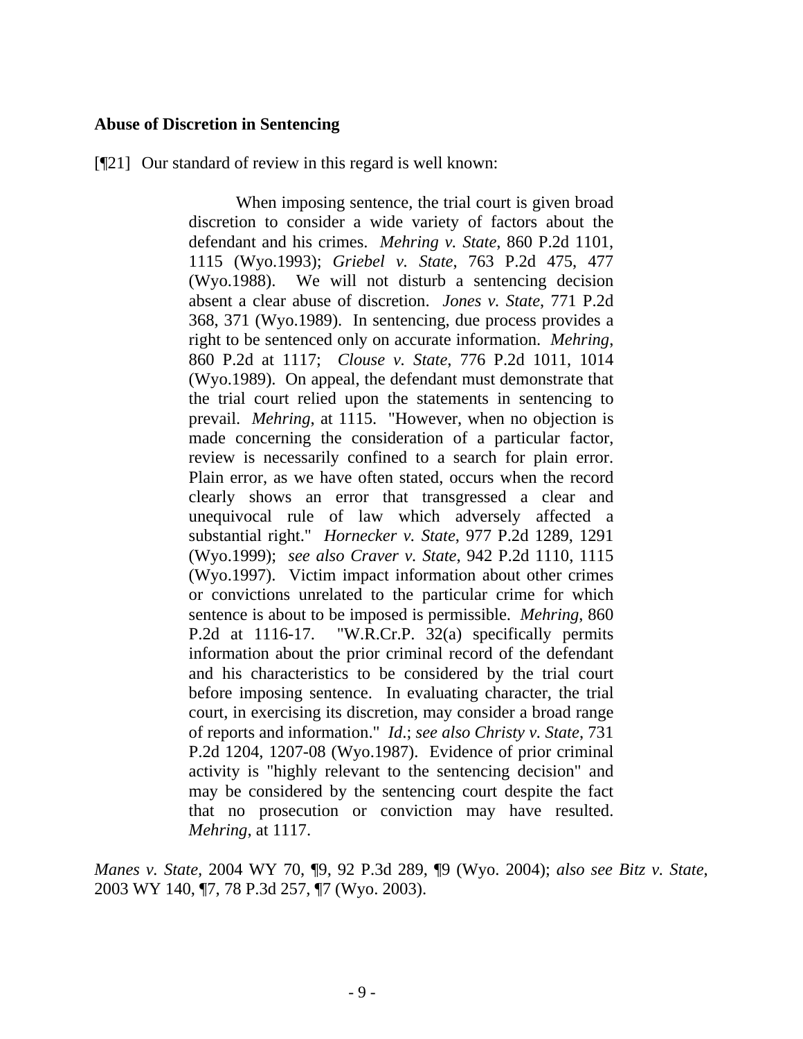**Abuse of Discretion in Sentencing**

[¶21] Our standard of review in this regard is well known:

> When imposing sentence, the trial court is given broad discretion to consider a wide variety of factors about the defendant and his crimes. *Mehring v. State*, 860 P.2d 1101, 1115 (Wyo.1993); *Griebel v. State*, 763 P.2d 475, 477 (Wyo.1988). We will not disturb a sentencing decision absent a clear abuse of discretion. *Jones v. State*, 771 P.2d 368, 371 (Wyo.1989). In sentencing, due process provides a right to be sentenced only on accurate information. *Mehring*, 860 P.2d at 1117; *Clouse v. State*, 776 P.2d 1011, 1014 (Wyo.1989). On appeal, the defendant must demonstrate that the trial court relied upon the statements in sentencing to prevail. *Mehring*, at 1115. "However, when no objection is made concerning the consideration of a particular factor, review is necessarily confined to a search for plain error. Plain error, as we have often stated, occurs when the record clearly shows an error that transgressed a clear and unequivocal rule of law which adversely affected a substantial right." *Hornecker v. State*, 977 P.2d 1289, 1291 (Wyo.1999); *see also Craver v. State*, 942 P.2d 1110, 1115 (Wyo.1997). Victim impact information about other crimes or convictions unrelated to the particular crime for which sentence is about to be imposed is permissible. *Mehring*, 860 P.2d at 1116-17. "W.R.Cr.P. 32(a) specifically permits information about the prior criminal record of the defendant and his characteristics to be considered by the trial court before imposing sentence. In evaluating character, the trial court, in exercising its discretion, may consider a broad range of reports and information." *Id*.; *see also Christy v. State*, 731 P.2d 1204, 1207-08 (Wyo.1987). Evidence of prior criminal activity is "highly relevant to the sentencing decision" and may be considered by the sentencing court despite the fact that no prosecution or conviction may have resulted. *Mehring*, at 1117.

*Manes v. State*, 2004 WY 70, ¶9, 92 P.3d 289, ¶9 (Wyo. 2004); *also see Bitz v. State*, 2003 WY 140, ¶7, 78 P.3d 257, ¶7 (Wyo. 2003).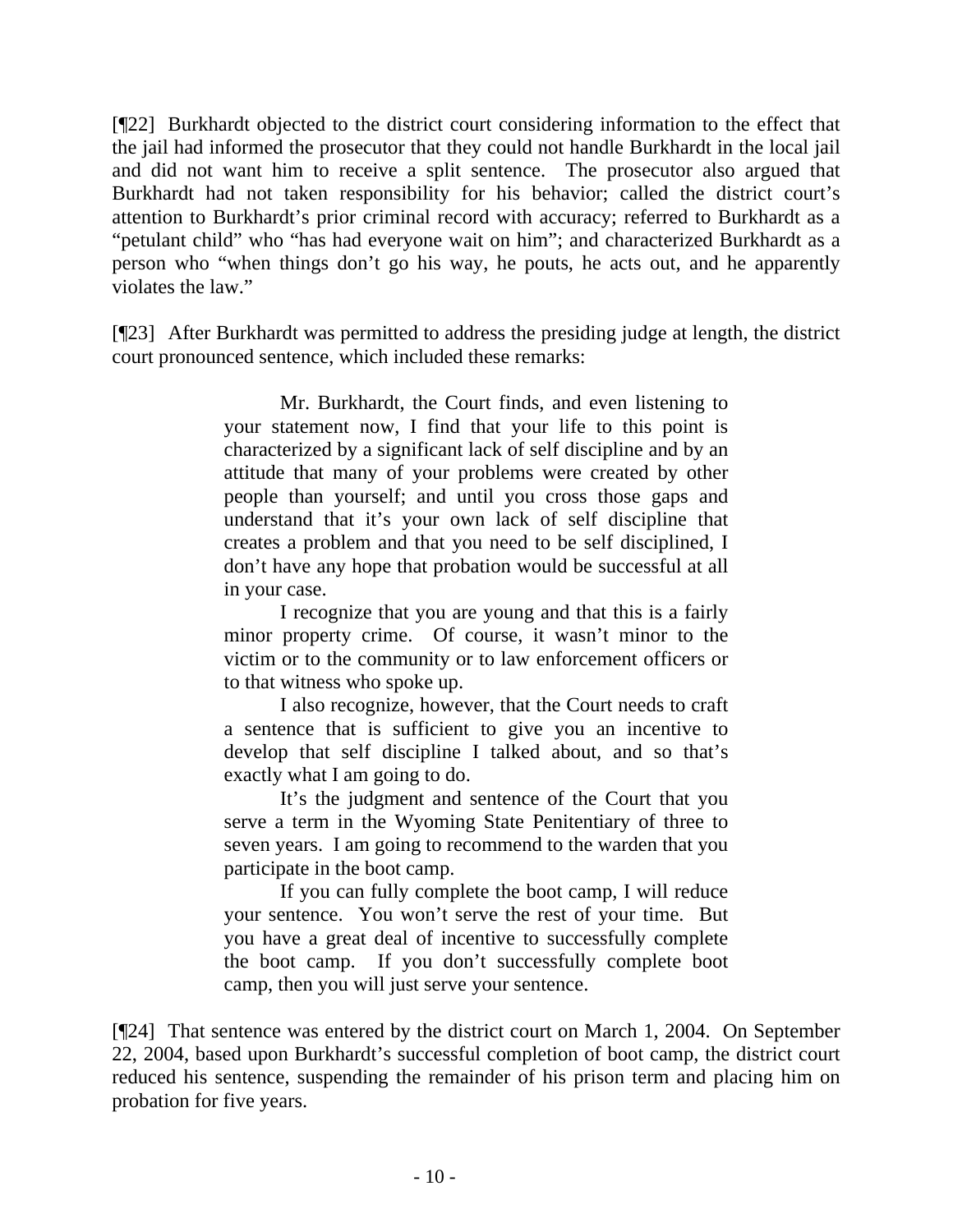[¶22] Burkhardt objected to the district court considering information to the effect that the jail had informed the prosecutor that they could not handle Burkhardt in the local jail and did not want him to receive a split sentence. The prosecutor also argued that Burkhardt had not taken responsibility for his behavior; called the district court's attention to Burkhardt's prior criminal record with accuracy; referred to Burkhardt as a "petulant child" who "has had everyone wait on him"; and characterized Burkhardt as a person who "when things don't go his way, he pouts, he acts out, and he apparently violates the law."

[¶23] After Burkhardt was permitted to address the presiding judge at length, the district court pronounced sentence, which included these remarks:

> Mr. Burkhardt, the Court finds, and even listening to your statement now, I find that your life to this point is characterized by a significant lack of self discipline and by an attitude that many of your problems were created by other people than yourself; and until you cross those gaps and understand that it's your own lack of self discipline that creates a problem and that you need to be self disciplined, I don't have any hope that probation would be successful at all in your case.
>
> I recognize that you are young and that this is a fairly minor property crime. Of course, it wasn't minor to the victim or to the community or to law enforcement officers or to that witness who spoke up.
>
> I also recognize, however, that the Court needs to craft a sentence that is sufficient to give you an incentive to develop that self discipline I talked about, and so that's exactly what I am going to do.
>
> It's the judgment and sentence of the Court that you serve a term in the Wyoming State Penitentiary of three to seven years. I am going to recommend to the warden that you participate in the boot camp.
>
> If you can fully complete the boot camp, I will reduce your sentence. You won't serve the rest of your time. But you have a great deal of incentive to successfully complete the boot camp. If you don't successfully complete boot camp, then you will just serve your sentence.

[¶24] That sentence was entered by the district court on March 1, 2004. On September 22, 2004, based upon Burkhardt's successful completion of boot camp, the district court reduced his sentence, suspending the remainder of his prison term and placing him on probation for five years.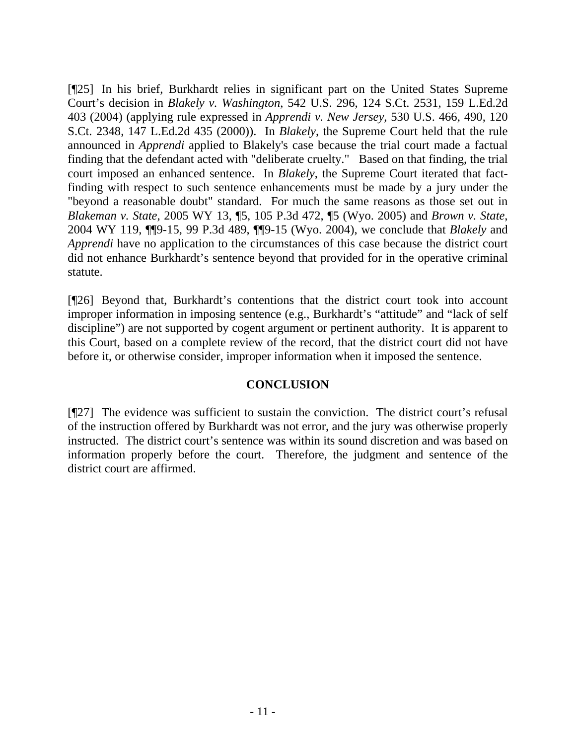[¶25] In his brief, Burkhardt relies in significant part on the United States Supreme Court's decision in *Blakely v. Washington*, 542 U.S. 296, 124 S.Ct. 2531, 159 L.Ed.2d 403 (2004) (applying rule expressed in *Apprendi v. New Jersey*, 530 U.S. 466, 490, 120 S.Ct. 2348, 147 L.Ed.2d 435 (2000)). In *Blakely*, the Supreme Court held that the rule announced in *Apprendi* applied to Blakely's case because the trial court made a factual finding that the defendant acted with "deliberate cruelty." Based on that finding, the trial court imposed an enhanced sentence. In *Blakely*, the Supreme Court iterated that fact-finding with respect to such sentence enhancements must be made by a jury under the "beyond a reasonable doubt" standard. For much the same reasons as those set out in *Blakeman v. State*, 2005 WY 13, ¶5, 105 P.3d 472, ¶5 (Wyo. 2005) and *Brown v. State*, 2004 WY 119, ¶¶9-15, 99 P.3d 489, ¶¶9-15 (Wyo. 2004), we conclude that *Blakely* and *Apprendi* have no application to the circumstances of this case because the district court did not enhance Burkhardt's sentence beyond that provided for in the operative criminal statute.

[¶26] Beyond that, Burkhardt's contentions that the district court took into account improper information in imposing sentence (e.g., Burkhardt's "attitude" and "lack of self discipline") are not supported by cogent argument or pertinent authority. It is apparent to this Court, based on a complete review of the record, that the district court did not have before it, or otherwise consider, improper information when it imposed the sentence.

## CONCLUSION

[¶27] The evidence was sufficient to sustain the conviction. The district court's refusal of the instruction offered by Burkhardt was not error, and the jury was otherwise properly instructed. The district court's sentence was within its sound discretion and was based on information properly before the court. Therefore, the judgment and sentence of the district court are affirmed.